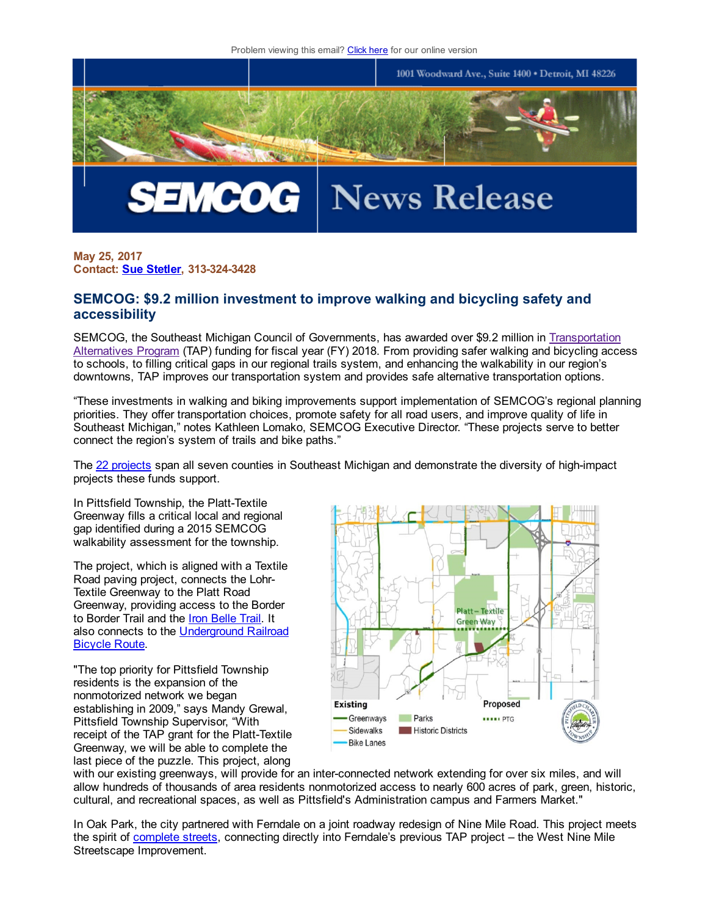Problem viewing this email? Click here for our online version

1001 Woodward Ave., Suite 1400 • Detroit, MI 48226

# SEMCOG News Release

**May 25, 2017**
**Contact: Sue Stetler, 313-324-3428**

## SEMCOG: $9.2 million investment to improve walking and bicycling safety and accessibility

SEMCOG, the Southeast Michigan Council of Governments, has awarded over $9.2 million in Transportation Alternatives Program (TAP) funding for fiscal year (FY) 2018. From providing safer walking and bicycling access to schools, to filling critical gaps in our regional trails system, and enhancing the walkability in our region's downtowns, TAP improves our transportation system and provides safe alternative transportation options.

"These investments in walking and biking improvements support implementation of SEMCOG's regional planning priorities. They offer transportation choices, promote safety for all road users, and improve quality of life in Southeast Michigan," notes Kathleen Lomako, SEMCOG Executive Director. "These projects serve to better connect the region's system of trails and bike paths."

The 22 projects span all seven counties in Southeast Michigan and demonstrate the diversity of high-impact projects these funds support.

In Pittsfield Township, the Platt-Textile Greenway fills a critical local and regional gap identified during a 2015 SEMCOG walkability assessment for the township.

The project, which is aligned with a Textile Road paving project, connects the Lohr-Textile Greenway to the Platt Road Greenway, providing access to the Border to Border Trail and the Iron Belle Trail. It also connects to the Underground Railroad Bicycle Route.

"The top priority for Pittsfield Township residents is the expansion of the nonmotorized network we began establishing in 2009," says Mandy Grewal, Pittsfield Township Supervisor, "With receipt of the TAP grant for the Platt-Textile Greenway, we will be able to complete the last piece of the puzzle. This project, along with our existing greenways, will provide for an inter-connected network extending for over six miles, and will allow hundreds of thousands of area residents nonmotorized access to nearly 600 acres of park, green, historic, cultural, and recreational spaces, as well as Pittsfield's Administration campus and Farmers Market."

In Oak Park, the city partnered with Ferndale on a joint roadway redesign of Nine Mile Road. This project meets the spirit of complete streets, connecting directly into Ferndale's previous TAP project – the West Nine Mile Streetscape Improvement.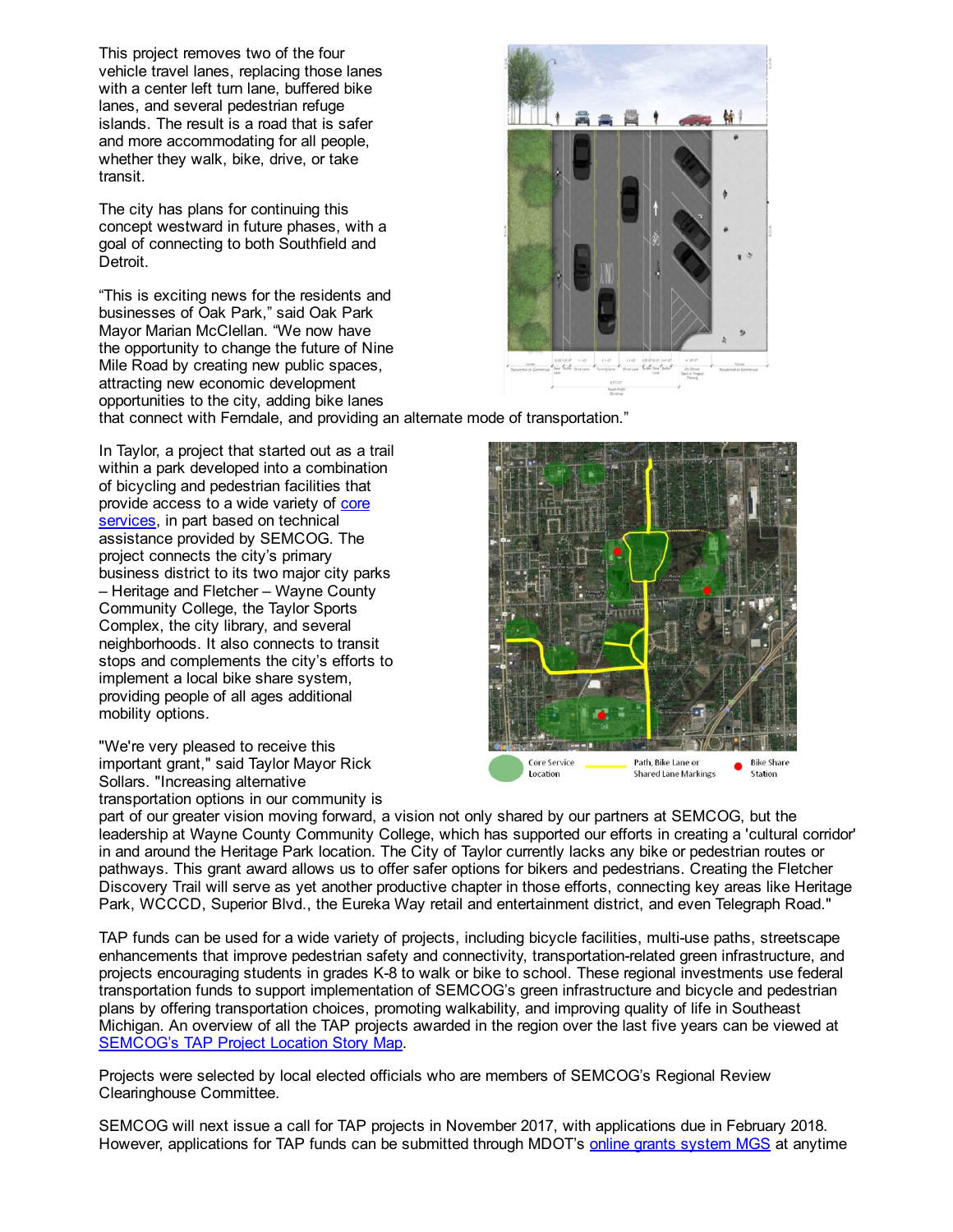This project removes two of the four vehicle travel lanes, replacing those lanes with a center left turn lane, buffered bike lanes, and several pedestrian refuge islands. The result is a road that is safer and more accommodating for all people, whether they walk, bike, drive, or take transit.

The city has plans for continuing this concept westward in future phases, with a goal of connecting to both Southfield and Detroit.

"This is exciting news for the residents and businesses of Oak Park," said Oak Park Mayor Marian McClellan. "We now have the opportunity to change the future of Nine Mile Road by creating new public spaces, attracting new economic development opportunities to the city, adding bike lanes that connect with Ferndale, and providing an alternate mode of transportation."

In Taylor, a project that started out as a trail within a park developed into a combination of bicycling and pedestrian facilities that provide access to a wide variety of [core services](), in part based on technical assistance provided by SEMCOG. The project connects the city's primary business district to its two major city parks – Heritage and Fletcher – Wayne County Community College, the Taylor Sports Complex, the city library, and several neighborhoods. It also connects to transit stops and complements the city's efforts to implement a local bike share system, providing people of all ages additional mobility options.

Core Service Location | Path, Bike Lane or Shared Lane Markings | Bike Share Station

"We're very pleased to receive this important grant," said Taylor Mayor Rick Sollars. "Increasing alternative transportation options in our community is part of our greater vision moving forward, a vision not only shared by our partners at SEMCOG, but the leadership at Wayne County Community College, which has supported our efforts in creating a 'cultural corridor' in and around the Heritage Park location. The City of Taylor currently lacks any bike or pedestrian routes or pathways. This grant award allows us to offer safer options for bikers and pedestrians. Creating the Fletcher Discovery Trail will serve as yet another productive chapter in those efforts, connecting key areas like Heritage Park, WCCCD, Superior Blvd., the Eureka Way retail and entertainment district, and even Telegraph Road."

TAP funds can be used for a wide variety of projects, including bicycle facilities, multi-use paths, streetscape enhancements that improve pedestrian safety and connectivity, transportation-related green infrastructure, and projects encouraging students in grades K-8 to walk or bike to school. These regional investments use federal transportation funds to support implementation of SEMCOG's green infrastructure and bicycle and pedestrian plans by offering transportation choices, promoting walkability, and improving quality of life in Southeast Michigan. An overview of all the TAP projects awarded in the region over the last five years can be viewed at [SEMCOG's TAP Project Location Story Map]().

Projects were selected by local elected officials who are members of SEMCOG's Regional Review Clearinghouse Committee.

SEMCOG will next issue a call for TAP projects in November 2017, with applications due in February 2018. However, applications for TAP funds can be submitted through MDOT's [online grants system MGS]() at anytime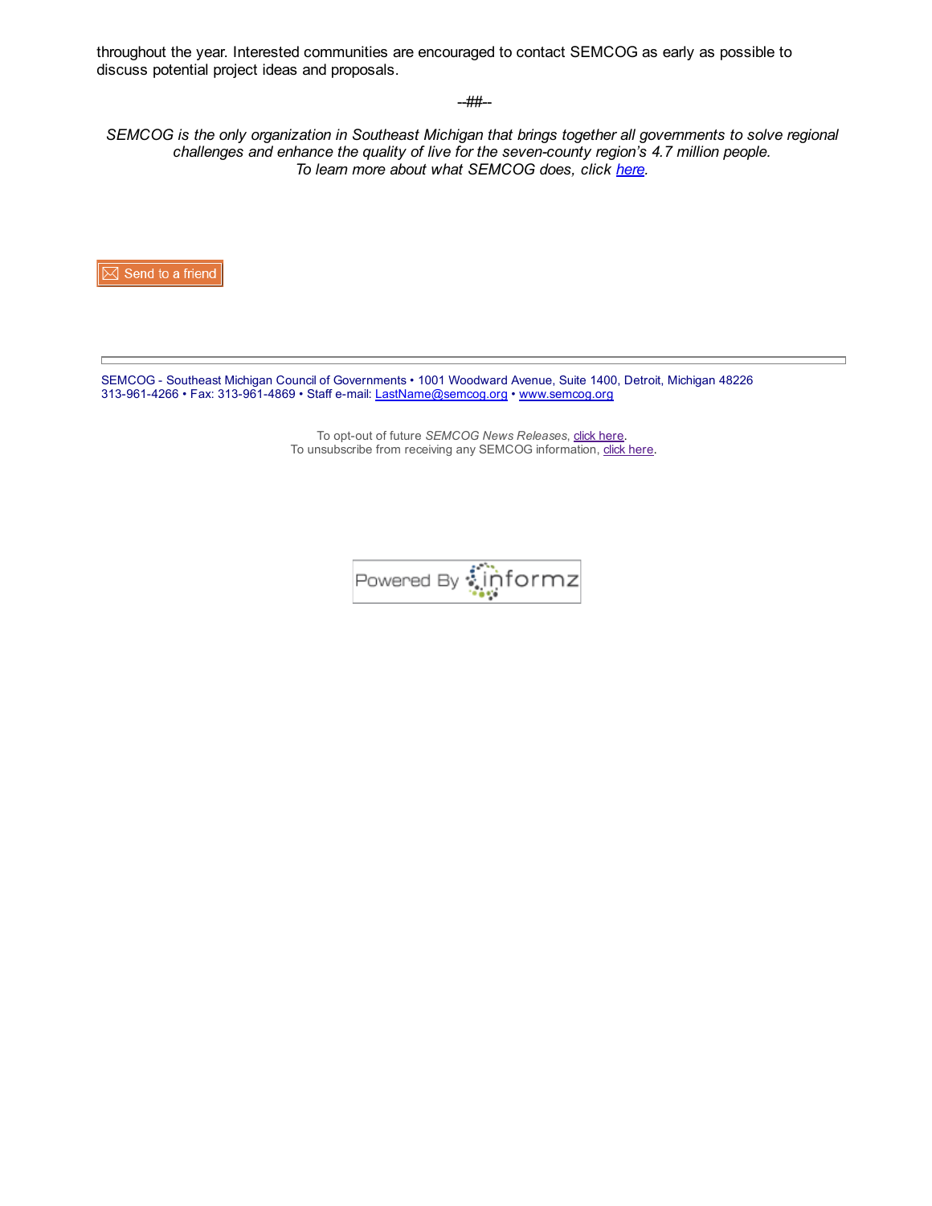throughout the year. Interested communities are encouraged to contact SEMCOG as early as possible to discuss potential project ideas and proposals.

--##--

*SEMCOG is the only organization in Southeast Michigan that brings together all governments to solve regional challenges and enhance the quality of live for the seven-county region's 4.7 million people.*
*To learn more about what SEMCOG does, click here.*

Send to a friend

---

SEMCOG - Southeast Michigan Council of Governments • 1001 Woodward Avenue, Suite 1400, Detroit, Michigan 48226
313-961-4266 • Fax: 313-961-4869 • Staff e-mail: LastName@semcog.org • www.semcog.org

To opt-out of future *SEMCOG News Releases*, click here.
To unsubscribe from receiving any SEMCOG information, click here.

Powered By informz